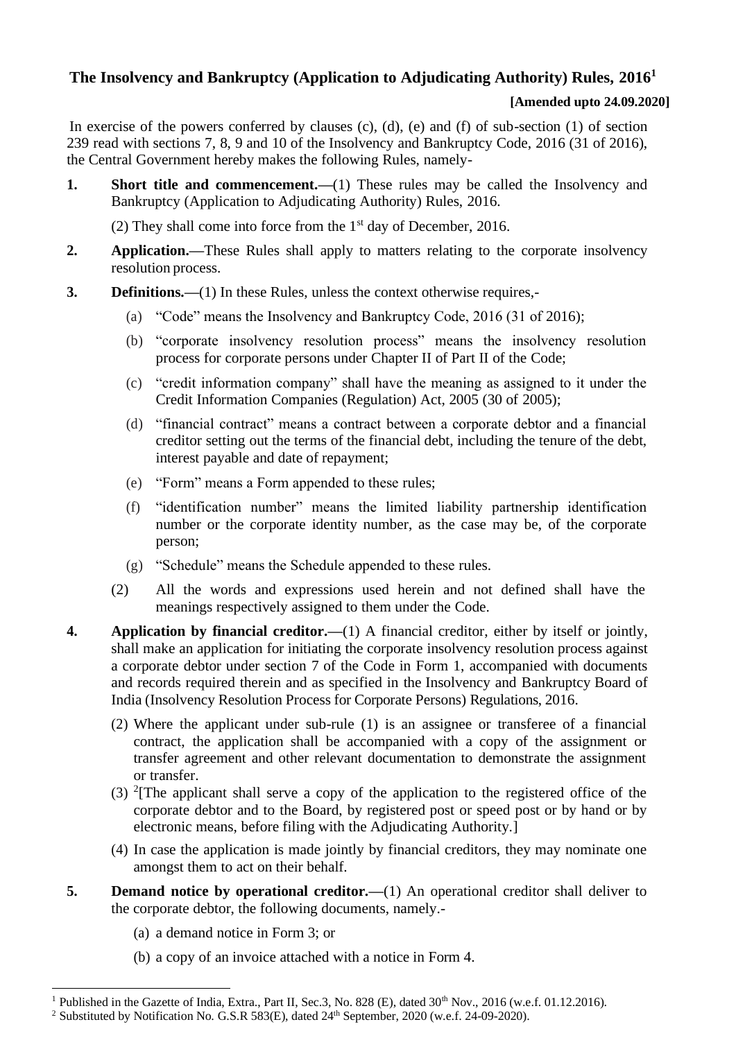# The Insolvency and Bankruptcy (Application to Adjudicating Authority) Rules, 2016[1]

**[Amended upto 24.09.2020]**

In exercise of the powers conferred by clauses (c), (d), (e) and (f) of sub-section (1) of section 239 read with sections 7, 8, 9 and 10 of the Insolvency and Bankruptcy Code, 2016 (31 of 2016), the Central Government hereby makes the following Rules, namely-

**1. Short title and commencement.**—(1) These rules may be called the Insolvency and Bankruptcy (Application to Adjudicating Authority) Rules, 2016.

(2) They shall come into force from the 1st day of December, 2016.

**2. Application.**—These Rules shall apply to matters relating to the corporate insolvency resolution process.

**3. Definitions.**—(1) In these Rules, unless the context otherwise requires,-

(a) "Code" means the Insolvency and Bankruptcy Code, 2016 (31 of 2016);

(b) "corporate insolvency resolution process" means the insolvency resolution process for corporate persons under Chapter II of Part II of the Code;

(c) "credit information company" shall have the meaning as assigned to it under the Credit Information Companies (Regulation) Act, 2005 (30 of 2005);

(d) "financial contract" means a contract between a corporate debtor and a financial creditor setting out the terms of the financial debt, including the tenure of the debt, interest payable and date of repayment;

(e) "Form" means a Form appended to these rules;

(f) "identification number" means the limited liability partnership identification number or the corporate identity number, as the case may be, of the corporate person;

(g) "Schedule" means the Schedule appended to these rules.

(2) All the words and expressions used herein and not defined shall have the meanings respectively assigned to them under the Code.

**4. Application by financial creditor.**—(1) A financial creditor, either by itself or jointly, shall make an application for initiating the corporate insolvency resolution process against a corporate debtor under section 7 of the Code in Form 1, accompanied with documents and records required therein and as specified in the Insolvency and Bankruptcy Board of India (Insolvency Resolution Process for Corporate Persons) Regulations, 2016.

(2) Where the applicant under sub-rule (1) is an assignee or transferee of a financial contract, the application shall be accompanied with a copy of the assignment or transfer agreement and other relevant documentation to demonstrate the assignment or transfer.

(3) [2][The applicant shall serve a copy of the application to the registered office of the corporate debtor and to the Board, by registered post or speed post or by hand or by electronic means, before filing with the Adjudicating Authority.]

(4) In case the application is made jointly by financial creditors, they may nominate one amongst them to act on their behalf.

**5. Demand notice by operational creditor.**—(1) An operational creditor shall deliver to the corporate debtor, the following documents, namely.-

(a) a demand notice in Form 3; or

(b) a copy of an invoice attached with a notice in Form 4.

---

[1] Published in the Gazette of India, Extra., Part II, Sec.3, No. 828 (E), dated 30th Nov., 2016 (w.e.f. 01.12.2016).

[2] Substituted by Notification No. G.S.R 583(E), dated 24th September, 2020 (w.e.f. 24-09-2020).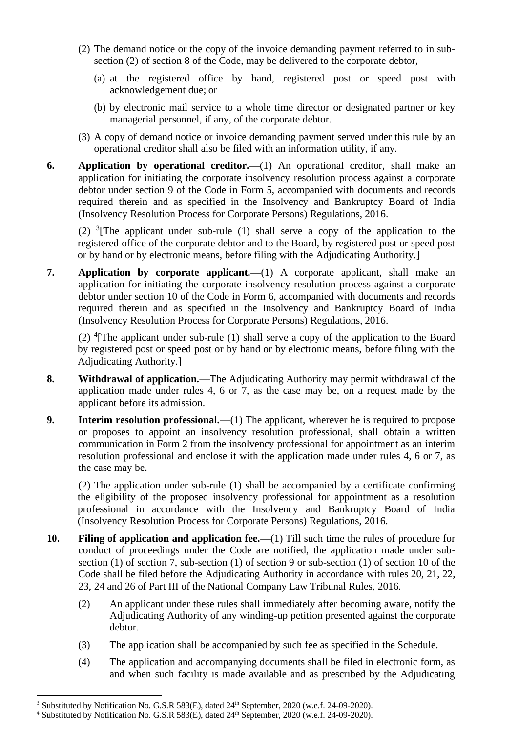(2) The demand notice or the copy of the invoice demanding payment referred to in sub-section (2) of section 8 of the Code, may be delivered to the corporate debtor,

(a) at the registered office by hand, registered post or speed post with acknowledgement due; or

(b) by electronic mail service to a whole time director or designated partner or key managerial personnel, if any, of the corporate debtor.

(3) A copy of demand notice or invoice demanding payment served under this rule by an operational creditor shall also be filed with an information utility, if any.

**6. Application by operational creditor.**—(1) An operational creditor, shall make an application for initiating the corporate insolvency resolution process against a corporate debtor under section 9 of the Code in Form 5, accompanied with documents and records required therein and as specified in the Insolvency and Bankruptcy Board of India (Insolvency Resolution Process for Corporate Persons) Regulations, 2016.

(2) [3][The applicant under sub-rule (1) shall serve a copy of the application to the registered office of the corporate debtor and to the Board, by registered post or speed post or by hand or by electronic means, before filing with the Adjudicating Authority.]

**7. Application by corporate applicant.**—(1) A corporate applicant, shall make an application for initiating the corporate insolvency resolution process against a corporate debtor under section 10 of the Code in Form 6, accompanied with documents and records required therein and as specified in the Insolvency and Bankruptcy Board of India (Insolvency Resolution Process for Corporate Persons) Regulations, 2016.

(2) [4][The applicant under sub-rule (1) shall serve a copy of the application to the Board by registered post or speed post or by hand or by electronic means, before filing with the Adjudicating Authority.]

**8. Withdrawal of application.**—The Adjudicating Authority may permit withdrawal of the application made under rules 4, 6 or 7, as the case may be, on a request made by the applicant before its admission.

**9. Interim resolution professional.**—(1) The applicant, wherever he is required to propose or proposes to appoint an insolvency resolution professional, shall obtain a written communication in Form 2 from the insolvency professional for appointment as an interim resolution professional and enclose it with the application made under rules 4, 6 or 7, as the case may be.

(2) The application under sub-rule (1) shall be accompanied by a certificate confirming the eligibility of the proposed insolvency professional for appointment as a resolution professional in accordance with the Insolvency and Bankruptcy Board of India (Insolvency Resolution Process for Corporate Persons) Regulations, 2016.

**10. Filing of application and application fee.**—(1) Till such time the rules of procedure for conduct of proceedings under the Code are notified, the application made under sub-section (1) of section 7, sub-section (1) of section 9 or sub-section (1) of section 10 of the Code shall be filed before the Adjudicating Authority in accordance with rules 20, 21, 22, 23, 24 and 26 of Part III of the National Company Law Tribunal Rules, 2016.

(2) An applicant under these rules shall immediately after becoming aware, notify the Adjudicating Authority of any winding-up petition presented against the corporate debtor.

(3) The application shall be accompanied by such fee as specified in the Schedule.

(4) The application and accompanying documents shall be filed in electronic form, as and when such facility is made available and as prescribed by the Adjudicating

---

[3] Substituted by Notification No. G.S.R 583(E), dated 24th September, 2020 (w.e.f. 24-09-2020).

[4] Substituted by Notification No. G.S.R 583(E), dated 24th September, 2020 (w.e.f. 24-09-2020).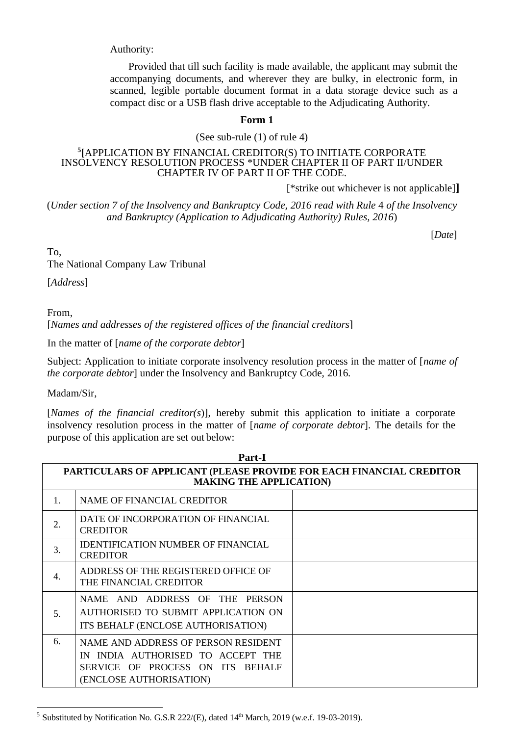Authority:

Provided that till such facility is made available, the applicant may submit the accompanying documents, and wherever they are bulky, in electronic form, in scanned, legible portable document format in a data storage device such as a compact disc or a USB flash drive acceptable to the Adjudicating Authority.

## Form 1

(See sub-rule (1) of rule 4)

[5][APPLICATION BY FINANCIAL CREDITOR(S) TO INITIATE CORPORATE INSOLVENCY RESOLUTION PROCESS *UNDER CHAPTER II OF PART II/UNDER CHAPTER IV OF PART II OF THE CODE.

[*strike out whichever is not applicable]**]**

(*Under section 7 of the Insolvency and Bankruptcy Code, 2016 read with Rule* 4 *of the Insolvency and Bankruptcy (Application to Adjudicating Authority) Rules, 2016*)

[*Date*]

To,
The National Company Law Tribunal

[*Address*]

From,
[*Names and addresses of the registered offices of the financial creditors*]

In the matter of [*name of the corporate debtor*]

Subject: Application to initiate corporate insolvency resolution process in the matter of [*name of the corporate debtor*] under the Insolvency and Bankruptcy Code, 2016.

Madam/Sir,

[*Names of the financial creditor(s)*], hereby submit this application to initiate a corporate insolvency resolution process in the matter of [*name of corporate debtor*]. The details for the purpose of this application are set out below:

**Part-I**

| PARTICULARS OF APPLICANT (PLEASE PROVIDE FOR EACH FINANCIAL CREDITOR MAKING THE APPLICATION) | | |
|---|---|---|
| 1. | NAME OF FINANCIAL CREDITOR | |
| 2. | DATE OF INCORPORATION OF FINANCIAL CREDITOR | |
| 3. | IDENTIFICATION NUMBER OF FINANCIAL CREDITOR | |
| 4. | ADDRESS OF THE REGISTERED OFFICE OF THE FINANCIAL CREDITOR | |
| 5. | NAME AND ADDRESS OF THE PERSON AUTHORISED TO SUBMIT APPLICATION ON ITS BEHALF (ENCLOSE AUTHORISATION) | |
| 6. | NAME AND ADDRESS OF PERSON RESIDENT IN INDIA AUTHORISED TO ACCEPT THE SERVICE OF PROCESS ON ITS BEHALF (ENCLOSE AUTHORISATION) | |

[5] Substituted by Notification No. G.S.R 222/(E), dated 14th March, 2019 (w.e.f. 19-03-2019).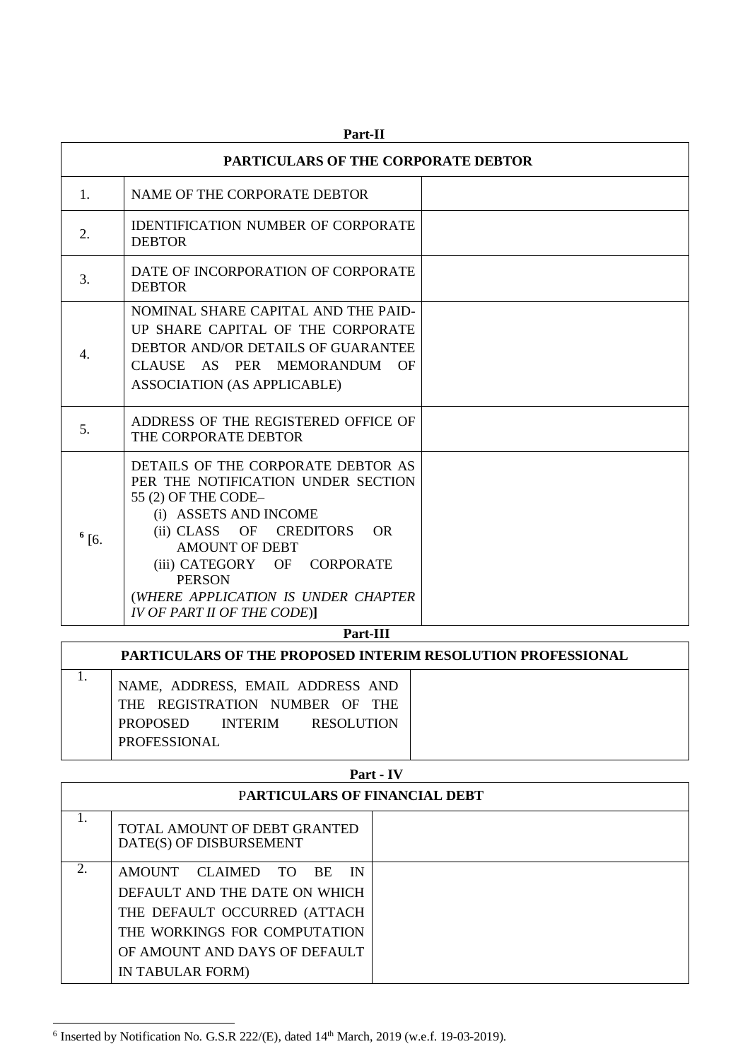**Part-II**

| PARTICULARS OF THE CORPORATE DEBTOR | | |
|---|---|---|
| 1. | NAME OF THE CORPORATE DEBTOR | |
| 2. | IDENTIFICATION NUMBER OF CORPORATE DEBTOR | |
| 3. | DATE OF INCORPORATION OF CORPORATE DEBTOR | |
| 4. | NOMINAL SHARE CAPITAL AND THE PAID-UP SHARE CAPITAL OF THE CORPORATE DEBTOR AND/OR DETAILS OF GUARANTEE CLAUSE AS PER MEMORANDUM OF ASSOCIATION (AS APPLICABLE) | |
| 5. | ADDRESS OF THE REGISTERED OFFICE OF THE CORPORATE DEBTOR | |
| [6] [6. | DETAILS OF THE CORPORATE DEBTOR AS PER THE NOTIFICATION UNDER SECTION 55 (2) OF THE CODE– (i) ASSETS AND INCOME (ii) CLASS OF CREDITORS OR AMOUNT OF DEBT (iii) CATEGORY OF CORPORATE PERSON (*WHERE APPLICATION IS UNDER CHAPTER IV OF PART II OF THE CODE*)**]** | |

**Part-III**

| PARTICULARS OF THE PROPOSED INTERIM RESOLUTION PROFESSIONAL | | |
|---|---|---|
| 1. | NAME, ADDRESS, EMAIL ADDRESS AND THE REGISTRATION NUMBER OF THE PROPOSED INTERIM RESOLUTION PROFESSIONAL | |

**Part - IV**

| PARTICULARS OF FINANCIAL DEBT | | |
|---|---|---|
| 1. | TOTAL AMOUNT OF DEBT GRANTED DATE(S) OF DISBURSEMENT | |
| 2. | AMOUNT CLAIMED TO BE IN DEFAULT AND THE DATE ON WHICH THE DEFAULT OCCURRED (ATTACH THE WORKINGS FOR COMPUTATION OF AMOUNT AND DAYS OF DEFAULT IN TABULAR FORM) | |

[6] Inserted by Notification No. G.S.R 222/(E), dated 14th March, 2019 (w.e.f. 19-03-2019).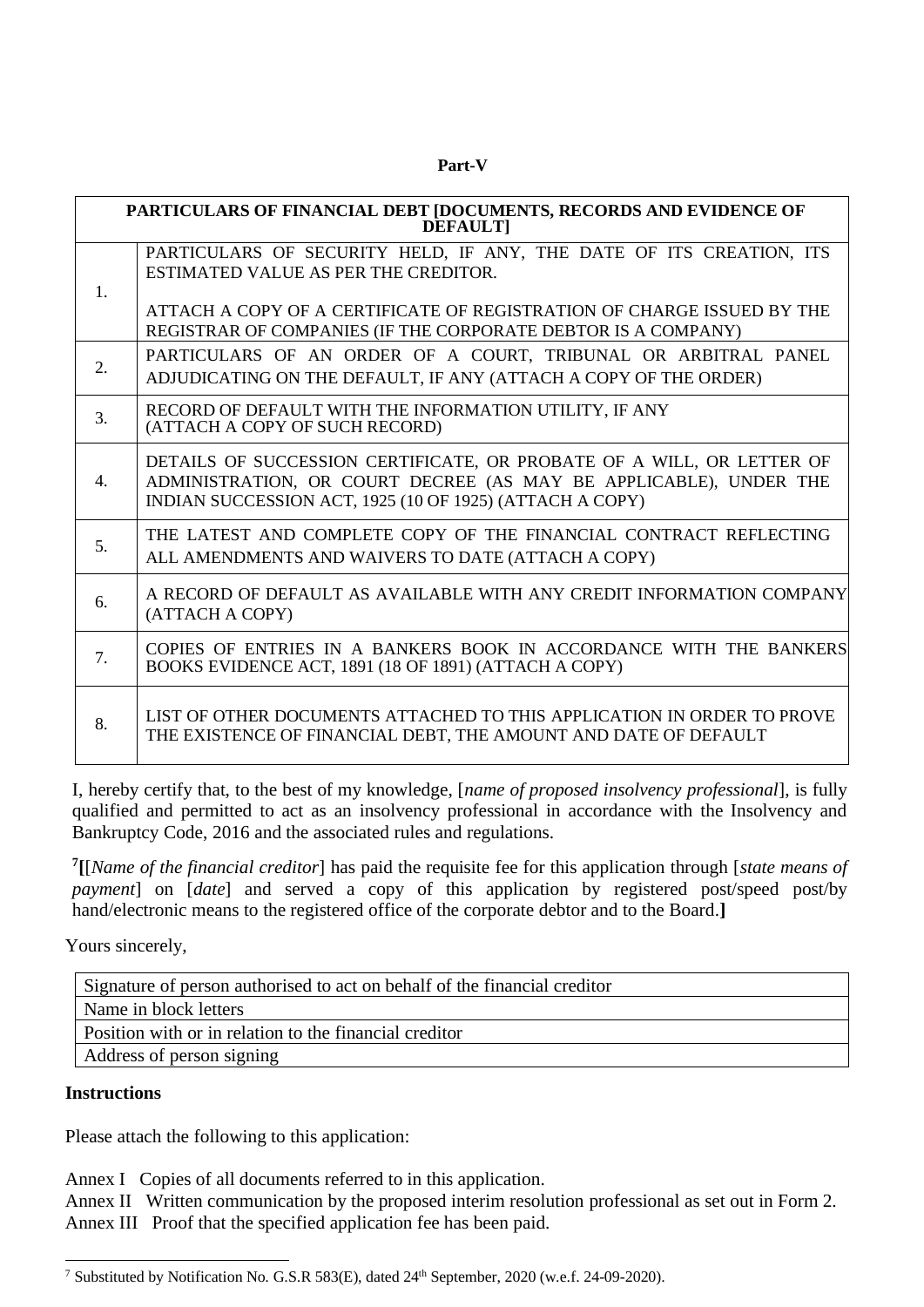**Part-V**

| PARTICULARS OF FINANCIAL DEBT [DOCUMENTS, RECORDS AND EVIDENCE OF DEFAULT] | |
|---|---|
| 1. | PARTICULARS OF SECURITY HELD, IF ANY, THE DATE OF ITS CREATION, ITS ESTIMATED VALUE AS PER THE CREDITOR.<br><br>ATTACH A COPY OF A CERTIFICATE OF REGISTRATION OF CHARGE ISSUED BY THE REGISTRAR OF COMPANIES (IF THE CORPORATE DEBTOR IS A COMPANY) |
| 2. | PARTICULARS OF AN ORDER OF A COURT, TRIBUNAL OR ARBITRAL PANEL ADJUDICATING ON THE DEFAULT, IF ANY (ATTACH A COPY OF THE ORDER) |
| 3. | RECORD OF DEFAULT WITH THE INFORMATION UTILITY, IF ANY (ATTACH A COPY OF SUCH RECORD) |
| 4. | DETAILS OF SUCCESSION CERTIFICATE, OR PROBATE OF A WILL, OR LETTER OF ADMINISTRATION, OR COURT DECREE (AS MAY BE APPLICABLE), UNDER THE INDIAN SUCCESSION ACT, 1925 (10 OF 1925) (ATTACH A COPY) |
| 5. | THE LATEST AND COMPLETE COPY OF THE FINANCIAL CONTRACT REFLECTING ALL AMENDMENTS AND WAIVERS TO DATE (ATTACH A COPY) |
| 6. | A RECORD OF DEFAULT AS AVAILABLE WITH ANY CREDIT INFORMATION COMPANY (ATTACH A COPY) |
| 7. | COPIES OF ENTRIES IN A BANKERS BOOK IN ACCORDANCE WITH THE BANKERS BOOKS EVIDENCE ACT, 1891 (18 OF 1891) (ATTACH A COPY) |
| 8. | LIST OF OTHER DOCUMENTS ATTACHED TO THIS APPLICATION IN ORDER TO PROVE THE EXISTENCE OF FINANCIAL DEBT, THE AMOUNT AND DATE OF DEFAULT |

I, hereby certify that, to the best of my knowledge, [*name of proposed insolvency professional*], is fully qualified and permitted to act as an insolvency professional in accordance with the Insolvency and Bankruptcy Code, 2016 and the associated rules and regulations.

[7]**[**[*Name of the financial creditor*] has paid the requisite fee for this application through [*state means of payment*] on [*date*] and served a copy of this application by registered post/speed post/by hand/electronic means to the registered office of the corporate debtor and to the Board.**]**

Yours sincerely,

| Signature of person authorised to act on behalf of the financial creditor |
|---|
| Name in block letters |
| Position with or in relation to the financial creditor |
| Address of person signing |

**Instructions**

Please attach the following to this application:

Annex I Copies of all documents referred to in this application.
Annex II Written communication by the proposed interim resolution professional as set out in Form 2.
Annex III Proof that the specified application fee has been paid.

---

[7] Substituted by Notification No. G.S.R 583(E), dated 24th September, 2020 (w.e.f. 24-09-2020).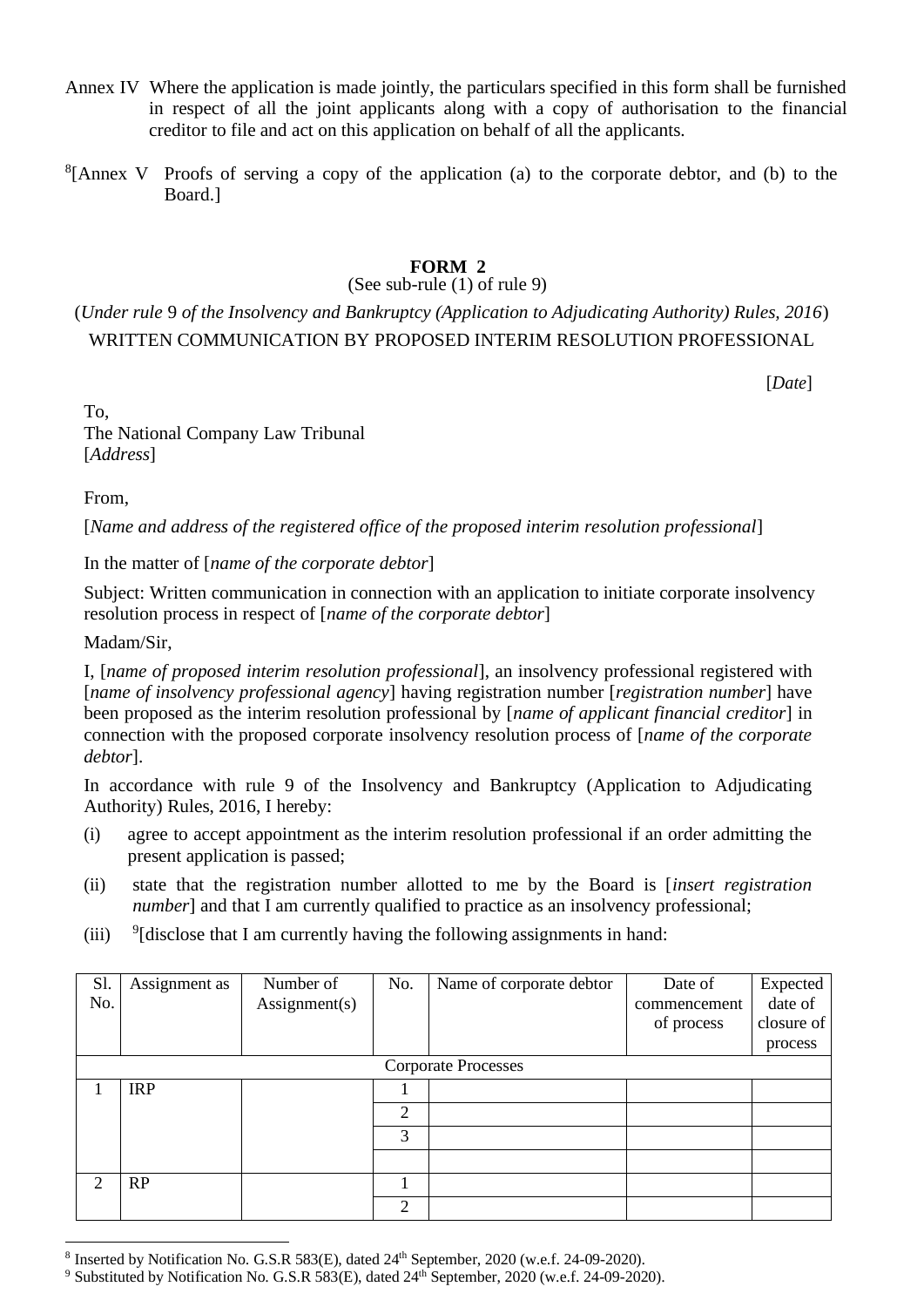Annex IV Where the application is made jointly, the particulars specified in this form shall be furnished in respect of all the joint applicants along with a copy of authorisation to the financial creditor to file and act on this application on behalf of all the applicants.

[8][Annex V Proofs of serving a copy of the application (a) to the corporate debtor, and (b) to the Board.]

**FORM 2**

(See sub-rule (1) of rule 9)

(*Under rule* 9 *of the Insolvency and Bankruptcy (Application to Adjudicating Authority) Rules, 2016*)

WRITTEN COMMUNICATION BY PROPOSED INTERIM RESOLUTION PROFESSIONAL

[*Date*]

To,
The National Company Law Tribunal
[*Address*]

From,

[*Name and address of the registered office of the proposed interim resolution professional*]

In the matter of [*name of the corporate debtor*]

Subject: Written communication in connection with an application to initiate corporate insolvency resolution process in respect of [*name of the corporate debtor*]

Madam/Sir,

I, [*name of proposed interim resolution professional*], an insolvency professional registered with [*name of insolvency professional agency*] having registration number [*registration number*] have been proposed as the interim resolution professional by [*name of applicant financial creditor*] in connection with the proposed corporate insolvency resolution process of [*name of the corporate debtor*].

In accordance with rule 9 of the Insolvency and Bankruptcy (Application to Adjudicating Authority) Rules, 2016, I hereby:

(i) agree to accept appointment as the interim resolution professional if an order admitting the present application is passed;

(ii) state that the registration number allotted to me by the Board is [*insert registration number*] and that I am currently qualified to practice as an insolvency professional;

(iii) [9][disclose that I am currently having the following assignments in hand:

| Sl. No. | Assignment as | Number of Assignment(s) | No. | Name of corporate debtor | Date of commencement of process | Expected date of closure of process |
|---|---|---|---|---|---|---|
| Corporate Processes | | | | | | |
| 1 | IRP | | 1 | | | |
| | | | 2 | | | |
| | | | 3 | | | |
| | | | | | | |
| 2 | RP | | 1 | | | |
| | | | 2 | | | |

[8] Inserted by Notification No. G.S.R 583(E), dated 24th September, 2020 (w.e.f. 24-09-2020).

[9] Substituted by Notification No. G.S.R 583(E), dated 24th September, 2020 (w.e.f. 24-09-2020).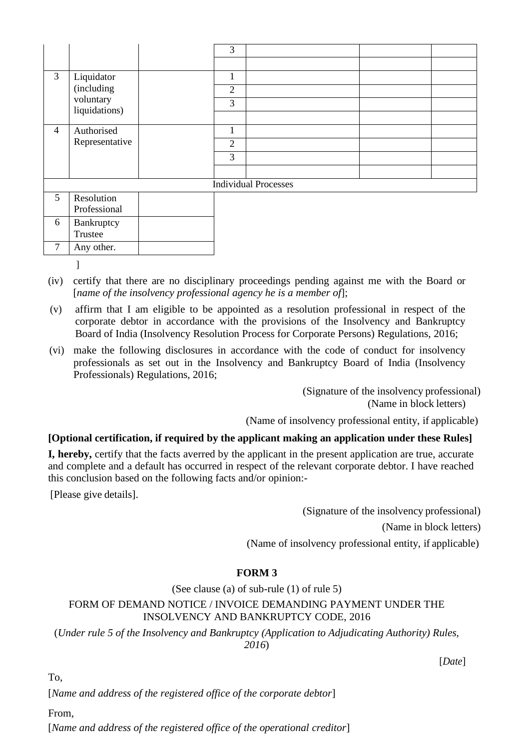| | | | | | | |
|---|---|---|---|---|---|---|
| | | | 3 | | | |
| | | | | | | |
| 3 | Liquidator (including voluntary liquidations) | | 1 | | | |
| | | | 2 | | | |
| | | | 3 | | | |
| | | | | | | |
| 4 | Authorised Representative | | 1 | | | |
| | | | 2 | | | |
| | | | 3 | | | |
| | | | | | | |
| Individual Processes | | | | | | |
| 5 | Resolution Professional | | | | | |
| 6 | Bankruptcy Trustee | | | | | |
| 7 | Any other. | | | | | |

]

(iv) certify that there are no disciplinary proceedings pending against me with the Board or [*name of the insolvency professional agency he is a member of*];

(v) affirm that I am eligible to be appointed as a resolution professional in respect of the corporate debtor in accordance with the provisions of the Insolvency and Bankruptcy Board of India (Insolvency Resolution Process for Corporate Persons) Regulations, 2016;

(vi) make the following disclosures in accordance with the code of conduct for insolvency professionals as set out in the Insolvency and Bankruptcy Board of India (Insolvency Professionals) Regulations, 2016;

(Signature of the insolvency professional)
(Name in block letters)
(Name of insolvency professional entity, if applicable)

**[Optional certification, if required by the applicant making an application under these Rules]**

**I, hereby,** certify that the facts averred by the applicant in the present application are true, accurate and complete and a default has occurred in respect of the relevant corporate debtor. I have reached this conclusion based on the following facts and/or opinion:-

[Please give details].

(Signature of the insolvency professional)
(Name in block letters)
(Name of insolvency professional entity, if applicable)

## FORM 3

(See clause (a) of sub-rule (1) of rule 5)

FORM OF DEMAND NOTICE / INVOICE DEMANDING PAYMENT UNDER THE INSOLVENCY AND BANKRUPTCY CODE, 2016

(*Under rule 5 of the Insolvency and Bankruptcy (Application to Adjudicating Authority) Rules, 2016*)

[*Date*]

To,

[*Name and address of the registered office of the corporate debtor*]

From,

[*Name and address of the registered office of the operational creditor*]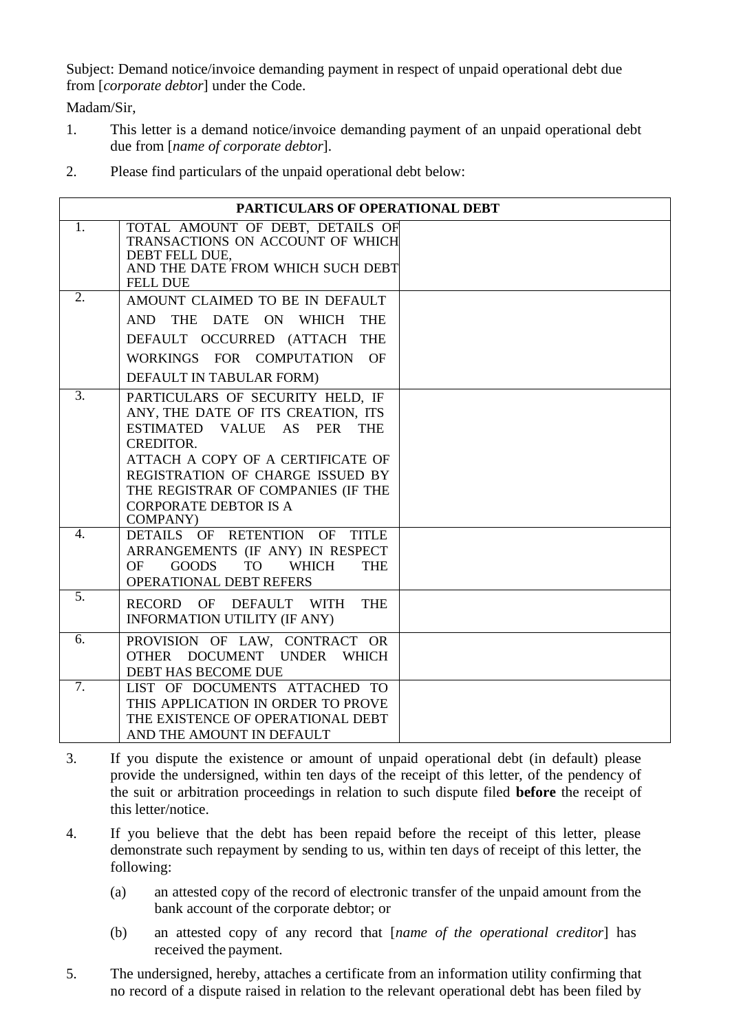Subject: Demand notice/invoice demanding payment in respect of unpaid operational debt due from [*corporate debtor*] under the Code.

Madam/Sir,

1. This letter is a demand notice/invoice demanding payment of an unpaid operational debt due from [*name of corporate debtor*].

2. Please find particulars of the unpaid operational debt below:

| PARTICULARS OF OPERATIONAL DEBT | | |
|---|---|---|
| 1. | TOTAL AMOUNT OF DEBT, DETAILS OF TRANSACTIONS ON ACCOUNT OF WHICH DEBT FELL DUE, AND THE DATE FROM WHICH SUCH DEBT FELL DUE | |
| 2. | AMOUNT CLAIMED TO BE IN DEFAULT AND THE DATE ON WHICH THE DEFAULT OCCURRED (ATTACH THE WORKINGS FOR COMPUTATION OF DEFAULT IN TABULAR FORM) | |
| 3. | PARTICULARS OF SECURITY HELD, IF ANY, THE DATE OF ITS CREATION, ITS ESTIMATED VALUE AS PER THE CREDITOR. ATTACH A COPY OF A CERTIFICATE OF REGISTRATION OF CHARGE ISSUED BY THE REGISTRAR OF COMPANIES (IF THE CORPORATE DEBTOR IS A COMPANY) | |
| 4. | DETAILS OF RETENTION OF TITLE ARRANGEMENTS (IF ANY) IN RESPECT OF GOODS TO WHICH THE OPERATIONAL DEBT REFERS | |
| 5. | RECORD OF DEFAULT WITH THE INFORMATION UTILITY (IF ANY) | |
| 6. | PROVISION OF LAW, CONTRACT OR OTHER DOCUMENT UNDER WHICH DEBT HAS BECOME DUE | |
| 7. | LIST OF DOCUMENTS ATTACHED TO THIS APPLICATION IN ORDER TO PROVE THE EXISTENCE OF OPERATIONAL DEBT AND THE AMOUNT IN DEFAULT | |

3. If you dispute the existence or amount of unpaid operational debt (in default) please provide the undersigned, within ten days of the receipt of this letter, of the pendency of the suit or arbitration proceedings in relation to such dispute filed **before** the receipt of this letter/notice.

4. If you believe that the debt has been repaid before the receipt of this letter, please demonstrate such repayment by sending to us, within ten days of receipt of this letter, the following:

   (a) an attested copy of the record of electronic transfer of the unpaid amount from the bank account of the corporate debtor; or

   (b) an attested copy of any record that [*name of the operational creditor*] has received the payment.

5. The undersigned, hereby, attaches a certificate from an information utility confirming that no record of a dispute raised in relation to the relevant operational debt has been filed by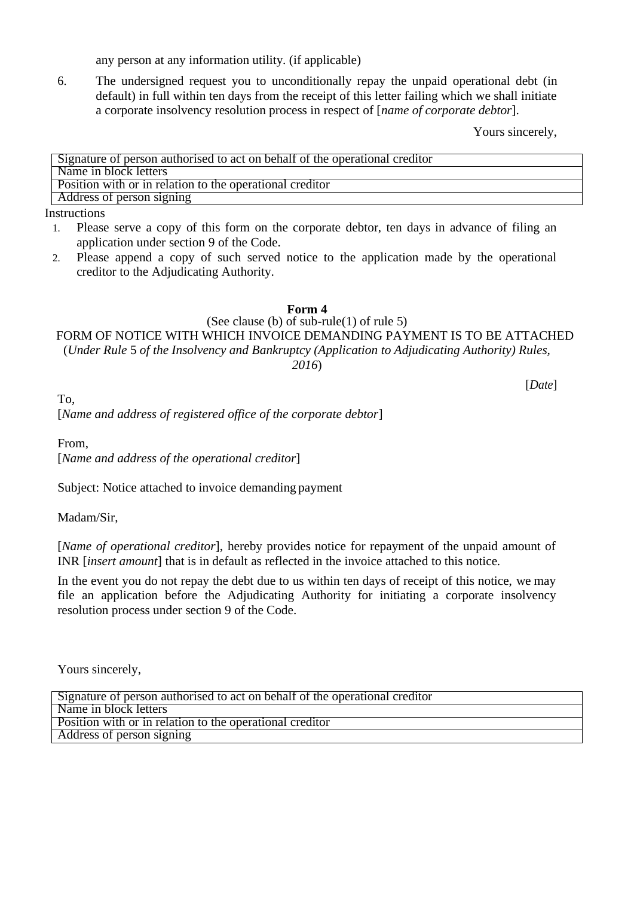any person at any information utility. (if applicable)

6. The undersigned request you to unconditionally repay the unpaid operational debt (in default) in full within ten days from the receipt of this letter failing which we shall initiate a corporate insolvency resolution process in respect of [*name of corporate debtor*].

Yours sincerely,

| Signature of person authorised to act on behalf of the operational creditor |
|---|
| Name in block letters |
| Position with or in relation to the operational creditor |
| Address of person signing |

Instructions

1. Please serve a copy of this form on the corporate debtor, ten days in advance of filing an application under section 9 of the Code.
2. Please append a copy of such served notice to the application made by the operational creditor to the Adjudicating Authority.

**Form 4**

(See clause (b) of sub-rule(1) of rule 5)

FORM OF NOTICE WITH WHICH INVOICE DEMANDING PAYMENT IS TO BE ATTACHED

(*Under Rule* 5 *of the Insolvency and Bankruptcy (Application to Adjudicating Authority) Rules, 2016*)

[*Date*]

To,
[*Name and address of registered office of the corporate debtor*]

From,
[*Name and address of the operational creditor*]

Subject: Notice attached to invoice demanding payment

Madam/Sir,

[*Name of operational creditor*], hereby provides notice for repayment of the unpaid amount of INR [*insert amount*] that is in default as reflected in the invoice attached to this notice.

In the event you do not repay the debt due to us within ten days of receipt of this notice, we may file an application before the Adjudicating Authority for initiating a corporate insolvency resolution process under section 9 of the Code.

Yours sincerely,

| Signature of person authorised to act on behalf of the operational creditor |
|---|
| Name in block letters |
| Position with or in relation to the operational creditor |
| Address of person signing |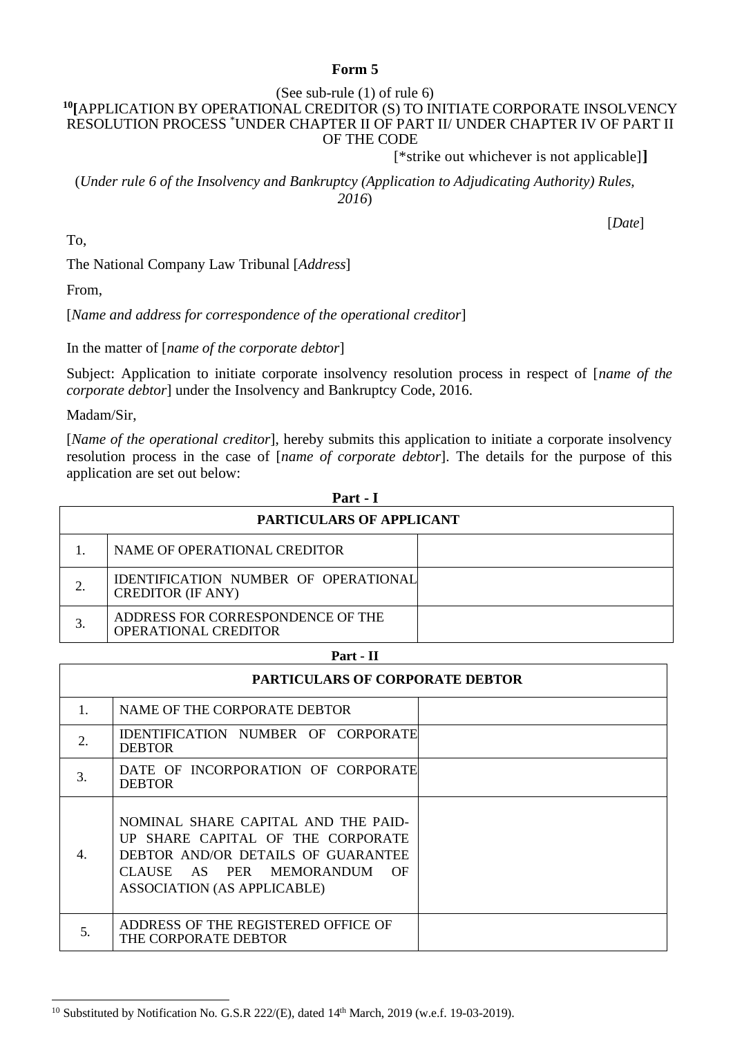**Form 5**

(See sub-rule (1) of rule 6)

[10][APPLICATION BY OPERATIONAL CREDITOR (S) TO INITIATE CORPORATE INSOLVENCY RESOLUTION PROCESS *UNDER CHAPTER II OF PART II/ UNDER CHAPTER IV OF PART II OF THE CODE

[*strike out whichever is not applicable]**]**

(*Under rule 6 of the Insolvency and Bankruptcy (Application to Adjudicating Authority) Rules, 2016*)

[*Date*]

To,

The National Company Law Tribunal [*Address*]

From,

[*Name and address for correspondence of the operational creditor*]

In the matter of [*name of the corporate debtor*]

Subject: Application to initiate corporate insolvency resolution process in respect of [*name of the corporate debtor*] under the Insolvency and Bankruptcy Code, 2016.

Madam/Sir,

[*Name of the operational creditor*], hereby submits this application to initiate a corporate insolvency resolution process in the case of [*name of corporate debtor*]. The details for the purpose of this application are set out below:

**Part - I**

| PARTICULARS OF APPLICANT | | |
|---|---|---|
| 1. | NAME OF OPERATIONAL CREDITOR | |
| 2. | IDENTIFICATION NUMBER OF OPERATIONAL CREDITOR (IF ANY) | |
| 3. | ADDRESS FOR CORRESPONDENCE OF THE OPERATIONAL CREDITOR | |

**Part - II**

| PARTICULARS OF CORPORATE DEBTOR | | |
|---|---|---|
| 1. | NAME OF THE CORPORATE DEBTOR | |
| 2. | IDENTIFICATION NUMBER OF CORPORATE DEBTOR | |
| 3. | DATE OF INCORPORATION OF CORPORATE DEBTOR | |
| 4. | NOMINAL SHARE CAPITAL AND THE PAID-UP SHARE CAPITAL OF THE CORPORATE DEBTOR AND/OR DETAILS OF GUARANTEE CLAUSE AS PER MEMORANDUM OF ASSOCIATION (AS APPLICABLE) | |
| 5. | ADDRESS OF THE REGISTERED OFFICE OF THE CORPORATE DEBTOR | |

---

[10] Substituted by Notification No. G.S.R 222/(E), dated 14th March, 2019 (w.e.f. 19-03-2019).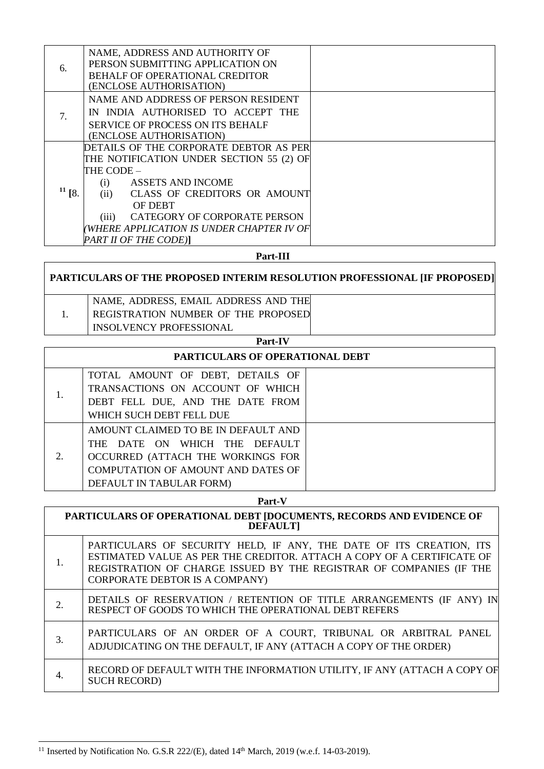| | | |
|---|---|---|
| 6. | NAME, ADDRESS AND AUTHORITY OF PERSON SUBMITTING APPLICATION ON BEHALF OF OPERATIONAL CREDITOR (ENCLOSE AUTHORISATION) | |
| 7. | NAME AND ADDRESS OF PERSON RESIDENT IN INDIA AUTHORISED TO ACCEPT THE SERVICE OF PROCESS ON ITS BEHALF (ENCLOSE AUTHORISATION) | |
| [11] [8. | DETAILS OF THE CORPORATE DEBTOR AS PER THE NOTIFICATION UNDER SECTION 55 (2) OF THE CODE – (i) ASSETS AND INCOME (ii) CLASS OF CREDITORS OR AMOUNT OF DEBT (iii) CATEGORY OF CORPORATE PERSON *(WHERE APPLICATION IS UNDER CHAPTER IV OF PART II OF THE CODE)*] | |

**Part-III**

| PARTICULARS OF THE PROPOSED INTERIM RESOLUTION PROFESSIONAL [IF PROPOSED] | | |
|---|---|---|
| 1. | NAME, ADDRESS, EMAIL ADDRESS AND THE REGISTRATION NUMBER OF THE PROPOSED INSOLVENCY PROFESSIONAL | |

**Part-IV**

| PARTICULARS OF OPERATIONAL DEBT | | |
|---|---|---|
| 1. | TOTAL AMOUNT OF DEBT, DETAILS OF TRANSACTIONS ON ACCOUNT OF WHICH DEBT FELL DUE, AND THE DATE FROM WHICH SUCH DEBT FELL DUE | |
| 2. | AMOUNT CLAIMED TO BE IN DEFAULT AND THE DATE ON WHICH THE DEFAULT OCCURRED (ATTACH THE WORKINGS FOR COMPUTATION OF AMOUNT AND DATES OF DEFAULT IN TABULAR FORM) | |

**Part-V**

| PARTICULARS OF OPERATIONAL DEBT [DOCUMENTS, RECORDS AND EVIDENCE OF DEFAULT] | |
|---|---|
| 1. | PARTICULARS OF SECURITY HELD, IF ANY, THE DATE OF ITS CREATION, ITS ESTIMATED VALUE AS PER THE CREDITOR. ATTACH A COPY OF A CERTIFICATE OF REGISTRATION OF CHARGE ISSUED BY THE REGISTRAR OF COMPANIES (IF THE CORPORATE DEBTOR IS A COMPANY) |
| 2. | DETAILS OF RESERVATION / RETENTION OF TITLE ARRANGEMENTS (IF ANY) IN RESPECT OF GOODS TO WHICH THE OPERATIONAL DEBT REFERS |
| 3. | PARTICULARS OF AN ORDER OF A COURT, TRIBUNAL OR ARBITRAL PANEL ADJUDICATING ON THE DEFAULT, IF ANY (ATTACH A COPY OF THE ORDER) |
| 4. | RECORD OF DEFAULT WITH THE INFORMATION UTILITY, IF ANY (ATTACH A COPY OF SUCH RECORD) |

---

[11] Inserted by Notification No. G.S.R 222/(E), dated 14th March, 2019 (w.e.f. 14-03-2019).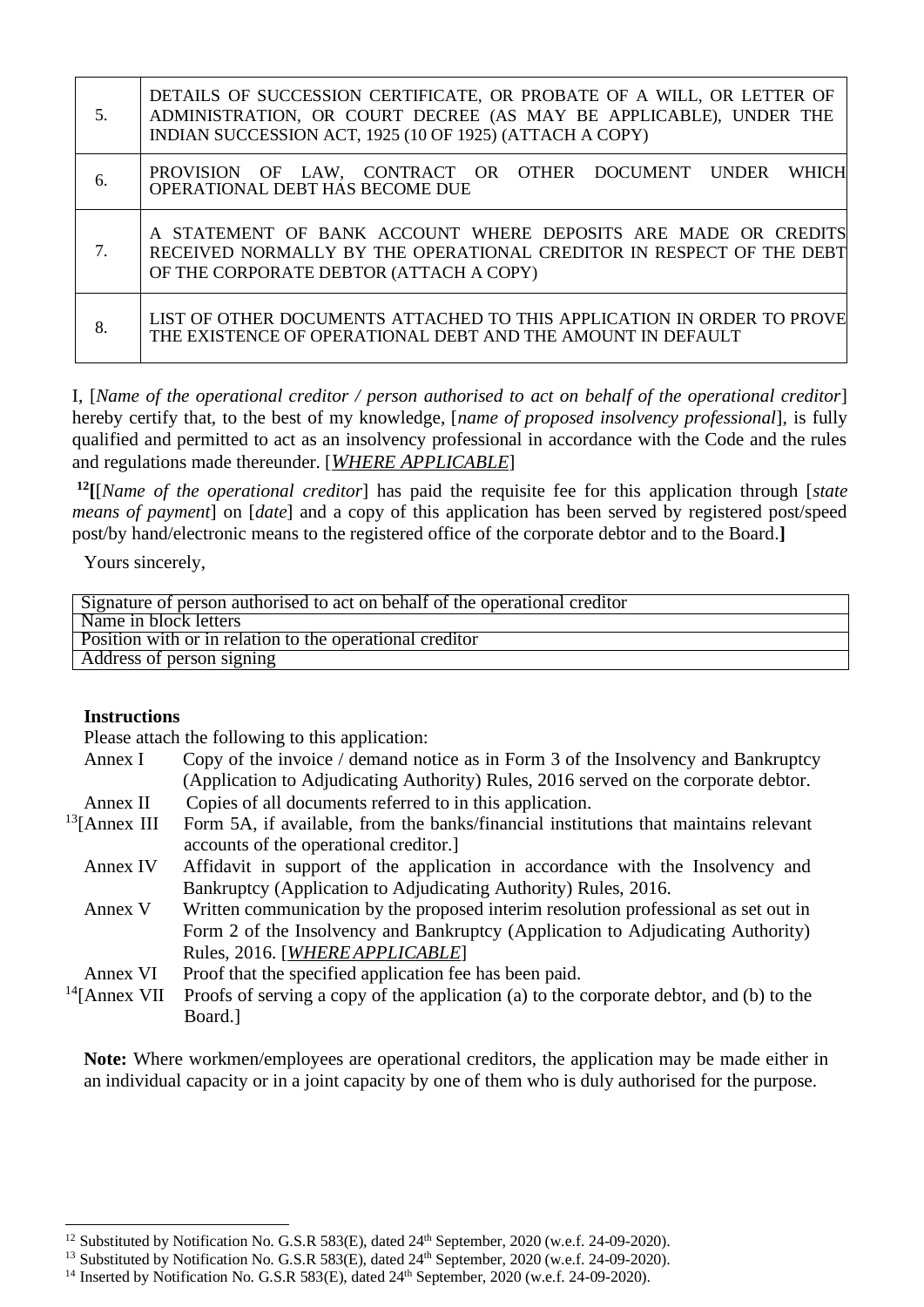| | |
|---|---|
| 5. | DETAILS OF SUCCESSION CERTIFICATE, OR PROBATE OF A WILL, OR LETTER OF ADMINISTRATION, OR COURT DECREE (AS MAY BE APPLICABLE), UNDER THE INDIAN SUCCESSION ACT, 1925 (10 OF 1925) (ATTACH A COPY) |
| 6. | PROVISION OF LAW, CONTRACT OR OTHER DOCUMENT UNDER WHICH OPERATIONAL DEBT HAS BECOME DUE |
| 7. | A STATEMENT OF BANK ACCOUNT WHERE DEPOSITS ARE MADE OR CREDITS RECEIVED NORMALLY BY THE OPERATIONAL CREDITOR IN RESPECT OF THE DEBT OF THE CORPORATE DEBTOR (ATTACH A COPY) |
| 8. | LIST OF OTHER DOCUMENTS ATTACHED TO THIS APPLICATION IN ORDER TO PROVE THE EXISTENCE OF OPERATIONAL DEBT AND THE AMOUNT IN DEFAULT |

I, [*Name of the operational creditor / person authorised to act on behalf of the operational creditor*] hereby certify that, to the best of my knowledge, [*name of proposed insolvency professional*], is fully qualified and permitted to act as an insolvency professional in accordance with the Code and the rules and regulations made thereunder. [*WHERE APPLICABLE*]

[12]**[**[*Name of the operational creditor*] has paid the requisite fee for this application through [*state means of payment*] on [*date*] and a copy of this application has been served by registered post/speed post/by hand/electronic means to the registered office of the corporate debtor and to the Board.**]**

Yours sincerely,

| |
|---|
| Signature of person authorised to act on behalf of the operational creditor |
| Name in block letters |
| Position with or in relation to the operational creditor |
| Address of person signing |

**Instructions**

Please attach the following to this application:

Annex I Copy of the invoice / demand notice as in Form 3 of the Insolvency and Bankruptcy (Application to Adjudicating Authority) Rules, 2016 served on the corporate debtor.

Annex II Copies of all documents referred to in this application.

[13][Annex III Form 5A, if available, from the banks/financial institutions that maintains relevant accounts of the operational creditor.]

Annex IV Affidavit in support of the application in accordance with the Insolvency and Bankruptcy (Application to Adjudicating Authority) Rules, 2016.

Annex V Written communication by the proposed interim resolution professional as set out in Form 2 of the Insolvency and Bankruptcy (Application to Adjudicating Authority) Rules, 2016. [*WHERE APPLICABLE*]

Annex VI Proof that the specified application fee has been paid.

[14][Annex VII Proofs of serving a copy of the application (a) to the corporate debtor, and (b) to the Board.]

**Note:** Where workmen/employees are operational creditors, the application may be made either in an individual capacity or in a joint capacity by one of them who is duly authorised for the purpose.

---

[12] Substituted by Notification No. G.S.R 583(E), dated 24th September, 2020 (w.e.f. 24-09-2020).

[13] Substituted by Notification No. G.S.R 583(E), dated 24th September, 2020 (w.e.f. 24-09-2020).

[14] Inserted by Notification No. G.S.R 583(E), dated 24th September, 2020 (w.e.f. 24-09-2020).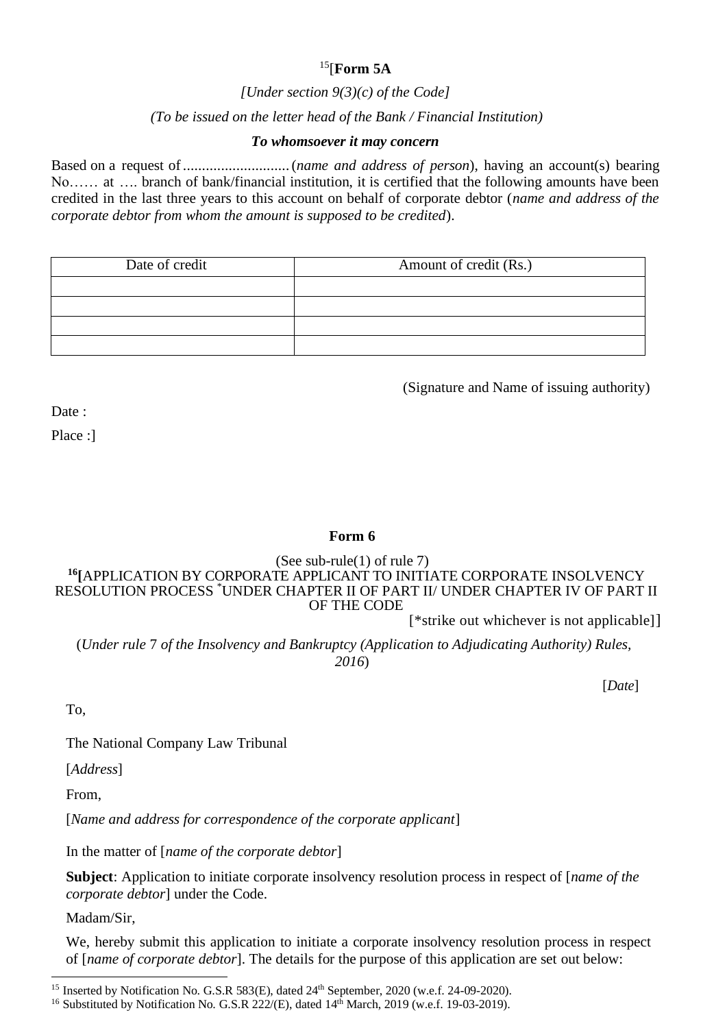[15][**Form 5A**

*[Under section 9(3)(c) of the Code]*

*(To be issued on the letter head of the Bank / Financial Institution)*

***To whomsoever it may concern***

Based on a request of ............................ (*name and address of person*), having an account(s) bearing No…… at …. branch of bank/financial institution, it is certified that the following amounts have been credited in the last three years to this account on behalf of corporate debtor (*name and address of the corporate debtor from whom the amount is supposed to be credited*).

| Date of credit | Amount of credit (Rs.) |
|---|---|
| | |
| | |
| | |
| | |

(Signature and Name of issuing authority)

Date :

Place :]

**Form 6**

(See sub-rule(1) of rule 7)

[16]**[**APPLICATION BY CORPORATE APPLICANT TO INITIATE CORPORATE INSOLVENCY RESOLUTION PROCESS *UNDER CHAPTER II OF PART II/ UNDER CHAPTER IV OF PART II OF THE CODE

[*strike out whichever is not applicable]]

(*Under rule* 7 *of the Insolvency and Bankruptcy (Application to Adjudicating Authority) Rules, 2016*)

[*Date*]

To,

The National Company Law Tribunal

[*Address*]

From,

[*Name and address for correspondence of the corporate applicant*]

In the matter of [*name of the corporate debtor*]

**Subject**: Application to initiate corporate insolvency resolution process in respect of [*name of the corporate debtor*] under the Code.

Madam/Sir,

We, hereby submit this application to initiate a corporate insolvency resolution process in respect of [*name of corporate debtor*]. The details for the purpose of this application are set out below:

---

[15] Inserted by Notification No. G.S.R 583(E), dated 24th September, 2020 (w.e.f. 24-09-2020).

[16] Substituted by Notification No. G.S.R 222/(E), dated 14th March, 2019 (w.e.f. 19-03-2019).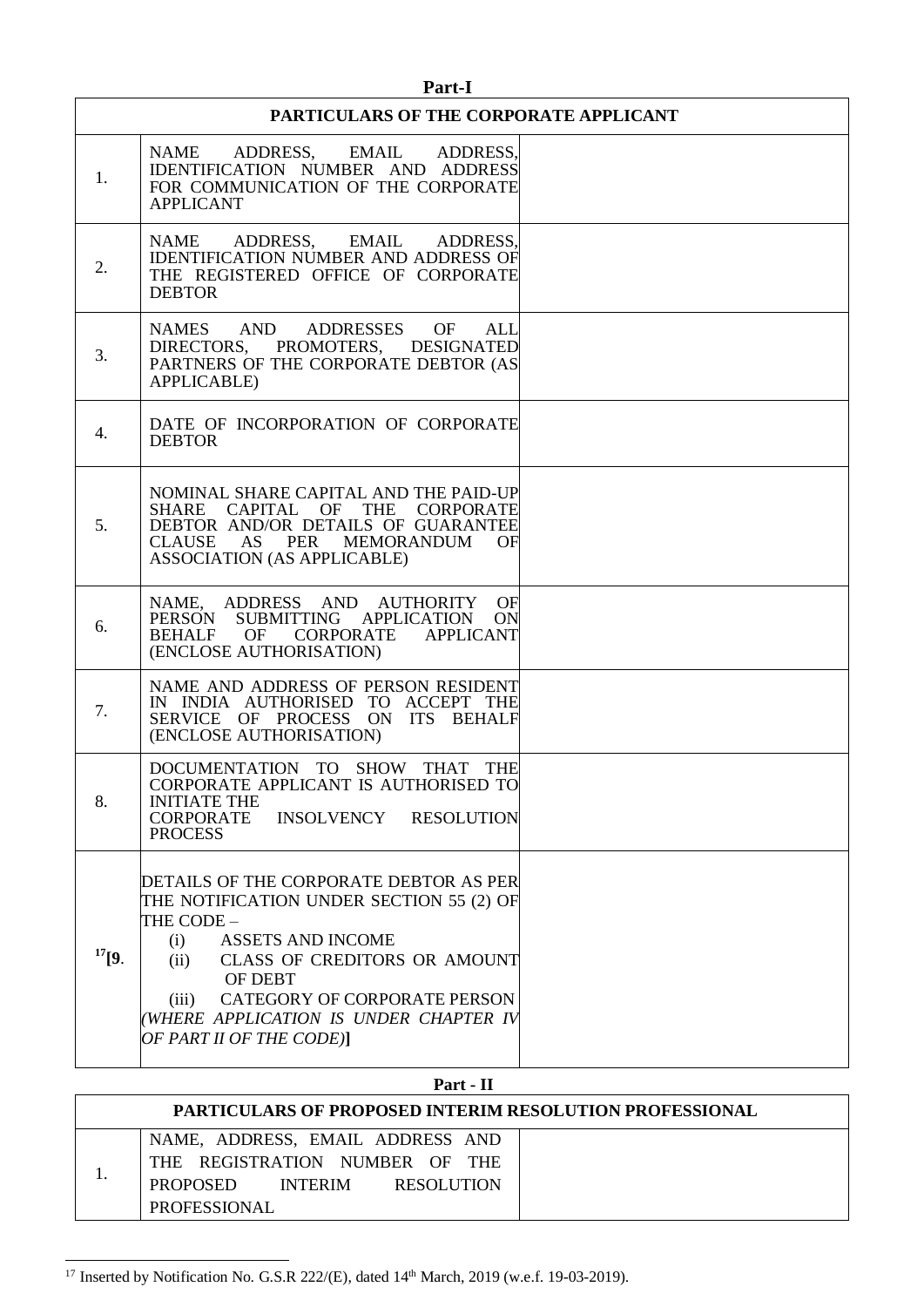**Part-I**

| PARTICULARS OF THE CORPORATE APPLICANT | | |
|---|---|---|
| 1. | NAME ADDRESS, EMAIL ADDRESS, IDENTIFICATION NUMBER AND ADDRESS FOR COMMUNICATION OF THE CORPORATE APPLICANT | |
| 2. | NAME ADDRESS, EMAIL ADDRESS, IDENTIFICATION NUMBER AND ADDRESS OF THE REGISTERED OFFICE OF CORPORATE DEBTOR | |
| 3. | NAMES AND ADDRESSES OF ALL DIRECTORS, PROMOTERS, DESIGNATED PARTNERS OF THE CORPORATE DEBTOR (AS APPLICABLE) | |
| 4. | DATE OF INCORPORATION OF CORPORATE DEBTOR | |
| 5. | NOMINAL SHARE CAPITAL AND THE PAID-UP SHARE CAPITAL OF THE CORPORATE DEBTOR AND/OR DETAILS OF GUARANTEE CLAUSE AS PER MEMORANDUM OF ASSOCIATION (AS APPLICABLE) | |
| 6. | NAME, ADDRESS AND AUTHORITY OF PERSON SUBMITTING APPLICATION ON BEHALF OF CORPORATE APPLICANT (ENCLOSE AUTHORISATION) | |
| 7. | NAME AND ADDRESS OF PERSON RESIDENT IN INDIA AUTHORISED TO ACCEPT THE SERVICE OF PROCESS ON ITS BEHALF (ENCLOSE AUTHORISATION) | |
| 8. | DOCUMENTATION TO SHOW THAT THE CORPORATE APPLICANT IS AUTHORISED TO INITIATE THE CORPORATE INSOLVENCY RESOLUTION PROCESS | |
| [17]**[9**. | DETAILS OF THE CORPORATE DEBTOR AS PER THE NOTIFICATION UNDER SECTION 55 (2) OF THE CODE – (i) ASSETS AND INCOME (ii) CLASS OF CREDITORS OR AMOUNT OF DEBT (iii) CATEGORY OF CORPORATE PERSON *(WHERE APPLICATION IS UNDER CHAPTER IV OF PART II OF THE CODE)***]** | |

**Part - II**

| PARTICULARS OF PROPOSED INTERIM RESOLUTION PROFESSIONAL | | |
|---|---|---|
| 1. | NAME, ADDRESS, EMAIL ADDRESS AND THE REGISTRATION NUMBER OF THE PROPOSED INTERIM RESOLUTION PROFESSIONAL | |

[17] Inserted by Notification No. G.S.R 222/(E), dated 14th March, 2019 (w.e.f. 19-03-2019).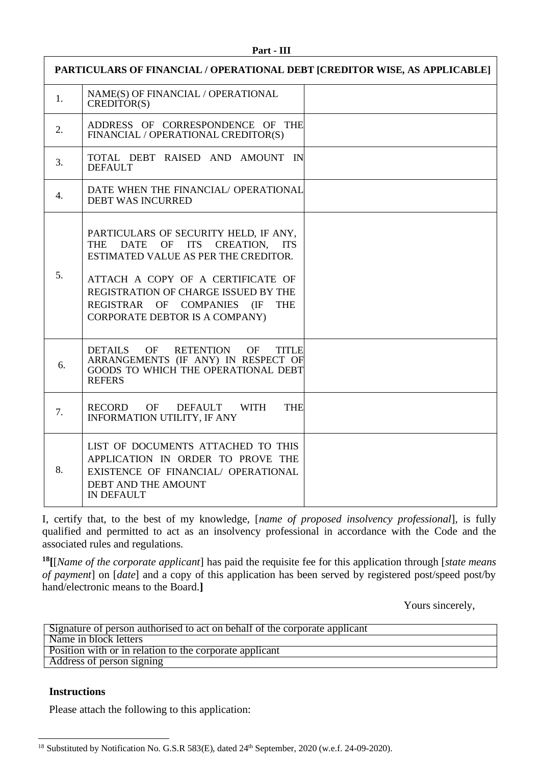**Part - III**

| PARTICULARS OF FINANCIAL / OPERATIONAL DEBT [CREDITOR WISE, AS APPLICABLE] | | |
|---|---|---|
| 1. | NAME(S) OF FINANCIAL / OPERATIONAL CREDITOR(S) | |
| 2. | ADDRESS OF CORRESPONDENCE OF THE FINANCIAL / OPERATIONAL CREDITOR(S) | |
| 3. | TOTAL DEBT RAISED AND AMOUNT IN DEFAULT | |
| 4. | DATE WHEN THE FINANCIAL/ OPERATIONAL DEBT WAS INCURRED | |
| 5. | PARTICULARS OF SECURITY HELD, IF ANY, THE DATE OF ITS CREATION, ITS ESTIMATED VALUE AS PER THE CREDITOR.<br><br>ATTACH A COPY OF A CERTIFICATE OF REGISTRATION OF CHARGE ISSUED BY THE REGISTRAR OF COMPANIES (IF THE CORPORATE DEBTOR IS A COMPANY) | |
| 6. | DETAILS OF RETENTION OF TITLE ARRANGEMENTS (IF ANY) IN RESPECT OF GOODS TO WHICH THE OPERATIONAL DEBT REFERS | |
| 7. | RECORD OF DEFAULT WITH THE INFORMATION UTILITY, IF ANY | |
| 8. | LIST OF DOCUMENTS ATTACHED TO THIS APPLICATION IN ORDER TO PROVE THE EXISTENCE OF FINANCIAL/ OPERATIONAL DEBT AND THE AMOUNT IN DEFAULT | |

I, certify that, to the best of my knowledge, [*name of proposed insolvency professional*], is fully qualified and permitted to act as an insolvency professional in accordance with the Code and the associated rules and regulations.

[18]**[**[*Name of the corporate applicant*] has paid the requisite fee for this application through [*state means of payment*] on [*date*] and a copy of this application has been served by registered post/speed post/by hand/electronic means to the Board.**]**

Yours sincerely,

| Signature of person authorised to act on behalf of the corporate applicant |
|---|
| Name in block letters |
| Position with or in relation to the corporate applicant |
| Address of person signing |

**Instructions**

Please attach the following to this application:

[18] Substituted by Notification No. G.S.R 583(E), dated 24th September, 2020 (w.e.f. 24-09-2020).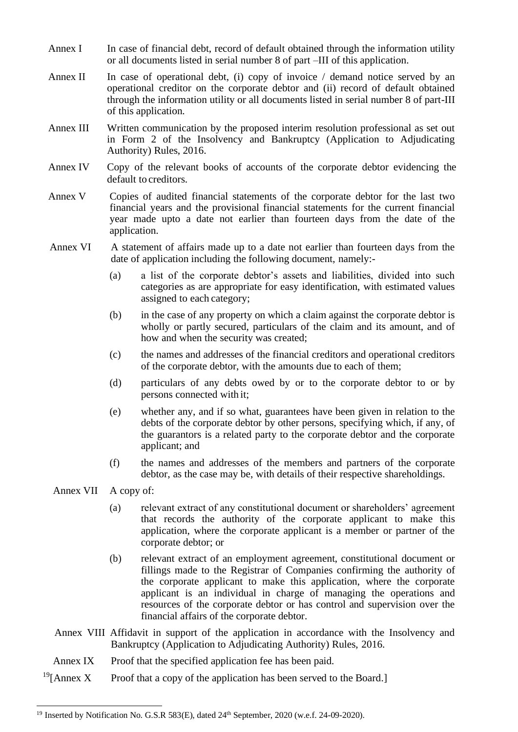Annex I In case of financial debt, record of default obtained through the information utility or all documents listed in serial number 8 of part –III of this application.

Annex II In case of operational debt, (i) copy of invoice / demand notice served by an operational creditor on the corporate debtor and (ii) record of default obtained through the information utility or all documents listed in serial number 8 of part-III of this application.

Annex III Written communication by the proposed interim resolution professional as set out in Form 2 of the Insolvency and Bankruptcy (Application to Adjudicating Authority) Rules, 2016.

Annex IV Copy of the relevant books of accounts of the corporate debtor evidencing the default to creditors.

Annex V Copies of audited financial statements of the corporate debtor for the last two financial years and the provisional financial statements for the current financial year made upto a date not earlier than fourteen days from the date of the application.

Annex VI A statement of affairs made up to a date not earlier than fourteen days from the date of application including the following document, namely:-

(a) a list of the corporate debtor's assets and liabilities, divided into such categories as are appropriate for easy identification, with estimated values assigned to each category;

(b) in the case of any property on which a claim against the corporate debtor is wholly or partly secured, particulars of the claim and its amount, and of how and when the security was created;

(c) the names and addresses of the financial creditors and operational creditors of the corporate debtor, with the amounts due to each of them;

(d) particulars of any debts owed by or to the corporate debtor to or by persons connected with it;

(e) whether any, and if so what, guarantees have been given in relation to the debts of the corporate debtor by other persons, specifying which, if any, of the guarantors is a related party to the corporate debtor and the corporate applicant; and

(f) the names and addresses of the members and partners of the corporate debtor, as the case may be, with details of their respective shareholdings.

Annex VII A copy of:

(a) relevant extract of any constitutional document or shareholders' agreement that records the authority of the corporate applicant to make this application, where the corporate applicant is a member or partner of the corporate debtor; or

(b) relevant extract of an employment agreement, constitutional document or fillings made to the Registrar of Companies confirming the authority of the corporate applicant to make this application, where the corporate applicant is an individual in charge of managing the operations and resources of the corporate debtor or has control and supervision over the financial affairs of the corporate debtor.

Annex VIII Affidavit in support of the application in accordance with the Insolvency and Bankruptcy (Application to Adjudicating Authority) Rules, 2016.

Annex IX Proof that the specified application fee has been paid.

[19][Annex X Proof that a copy of the application has been served to the Board.]

---

[19] Inserted by Notification No. G.S.R 583(E), dated 24th September, 2020 (w.e.f. 24-09-2020).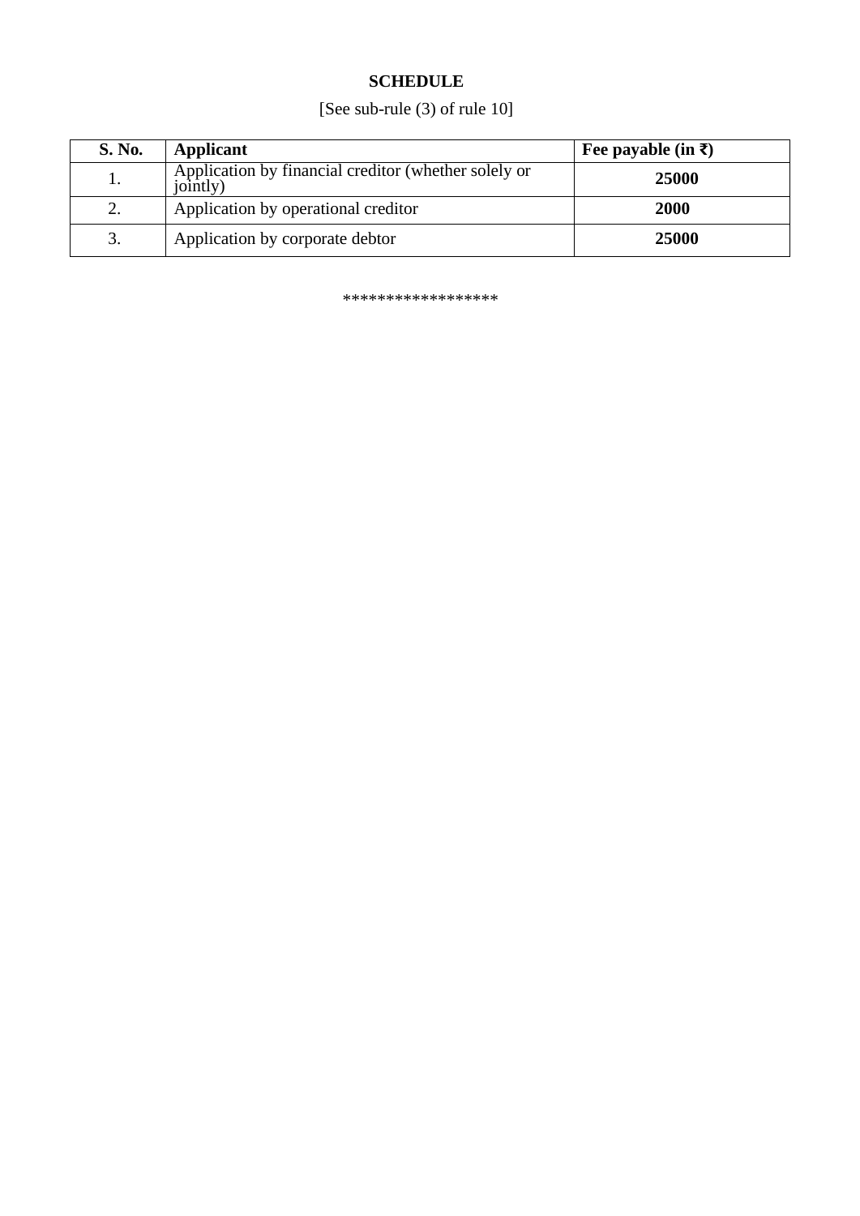**SCHEDULE**

[See sub-rule (3) of rule 10]

| S. No. | Applicant | Fee payable (in ₹) |
|---|---|---|
| 1. | Application by financial creditor (whether solely or jointly) | **25000** |
| 2. | Application by operational creditor | **2000** |
| 3. | Application by corporate debtor | **25000** |

*****************